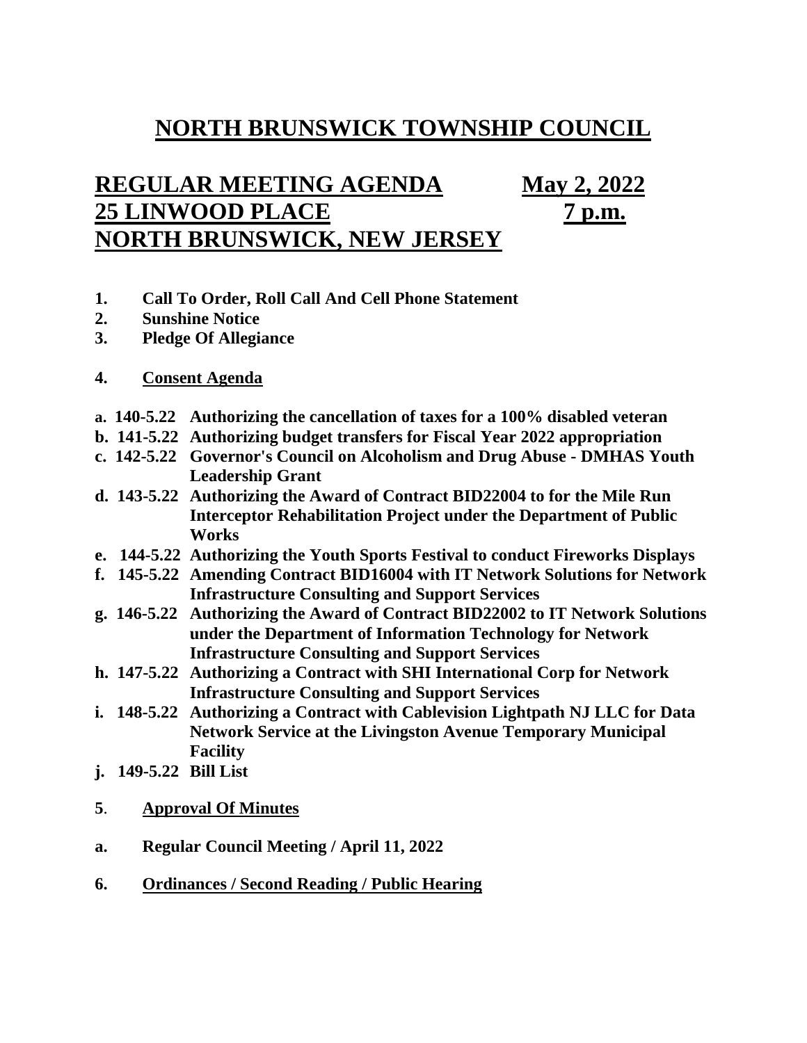# NORTH BRUNSWICK TOWNSHIP COUNCIL

## REGULAR MEETING AGENDA May 2, 2022
## 25 LINWOOD PLACE 7 p.m.
## NORTH BRUNSWICK, NEW JERSEY

**1. Call To Order, Roll Call And Cell Phone Statement**
**2. Sunshine Notice**
**3. Pledge Of Allegiance**

**4. Consent Agenda**

**a. 140-5.22 Authorizing the cancellation of taxes for a 100% disabled veteran**
**b. 141-5.22 Authorizing budget transfers for Fiscal Year 2022 appropriation**
**c. 142-5.22 Governor's Council on Alcoholism and Drug Abuse - DMHAS Youth Leadership Grant**
**d. 143-5.22 Authorizing the Award of Contract BID22004 to for the Mile Run Interceptor Rehabilitation Project under the Department of Public Works**
**e. 144-5.22 Authorizing the Youth Sports Festival to conduct Fireworks Displays**
**f. 145-5.22 Amending Contract BID16004 with IT Network Solutions for Network Infrastructure Consulting and Support Services**
**g. 146-5.22 Authorizing the Award of Contract BID22002 to IT Network Solutions under the Department of Information Technology for Network Infrastructure Consulting and Support Services**
**h. 147-5.22 Authorizing a Contract with SHI International Corp for Network Infrastructure Consulting and Support Services**
**i. 148-5.22 Authorizing a Contract with Cablevision Lightpath NJ LLC for Data Network Service at the Livingston Avenue Temporary Municipal Facility**
**j. 149-5.22 Bill List**

**5. Approval Of Minutes**

**a. Regular Council Meeting / April 11, 2022**

**6. Ordinances / Second Reading / Public Hearing**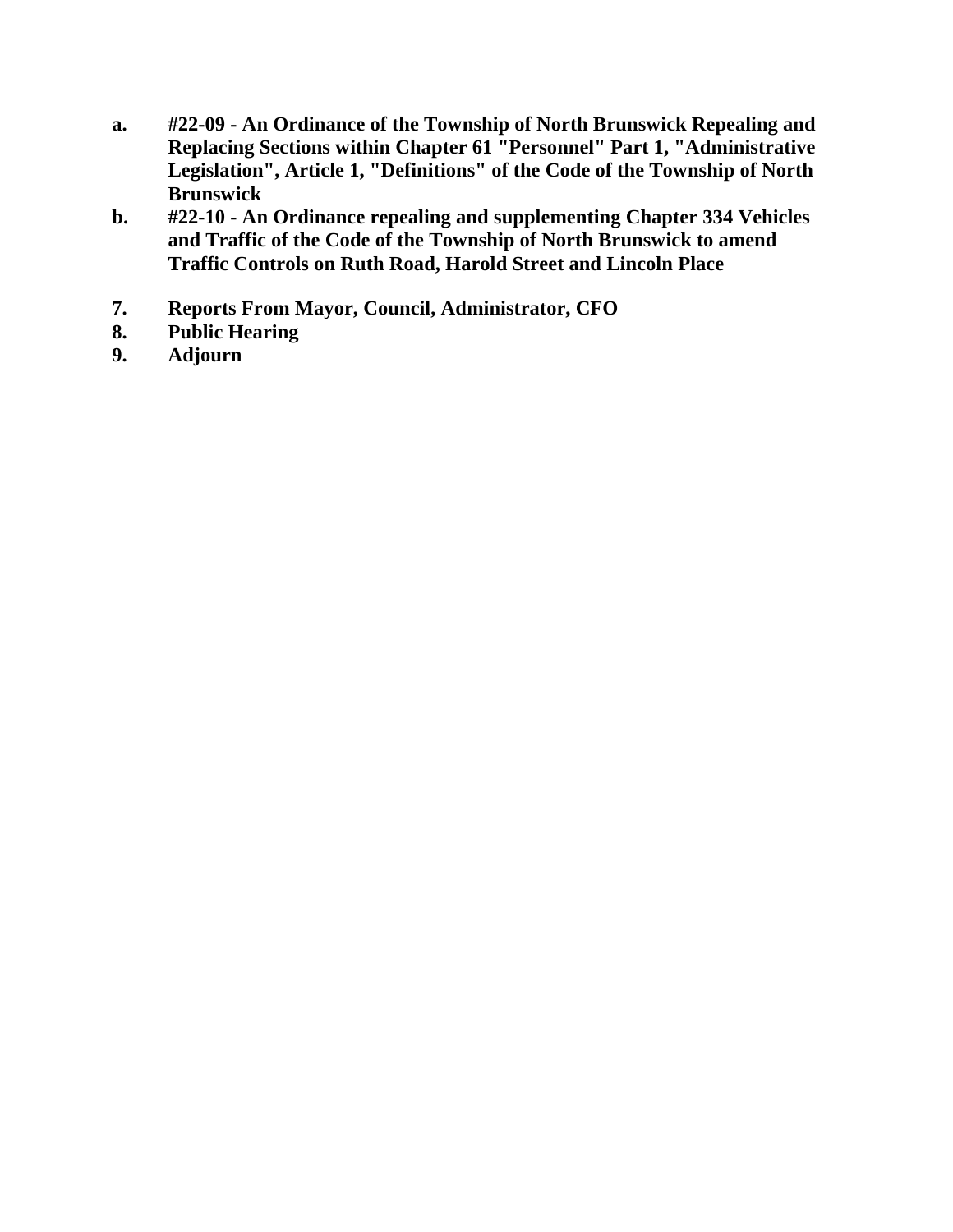**a. #22-09 - An Ordinance of the Township of North Brunswick Repealing and Replacing Sections within Chapter 61 "Personnel" Part 1, "Administrative Legislation", Article 1, "Definitions" of the Code of the Township of North Brunswick**

**b. #22-10 - An Ordinance repealing and supplementing Chapter 334 Vehicles and Traffic of the Code of the Township of North Brunswick to amend Traffic Controls on Ruth Road, Harold Street and Lincoln Place**

**7. Reports From Mayor, Council, Administrator, CFO**

**8. Public Hearing**

**9. Adjourn**